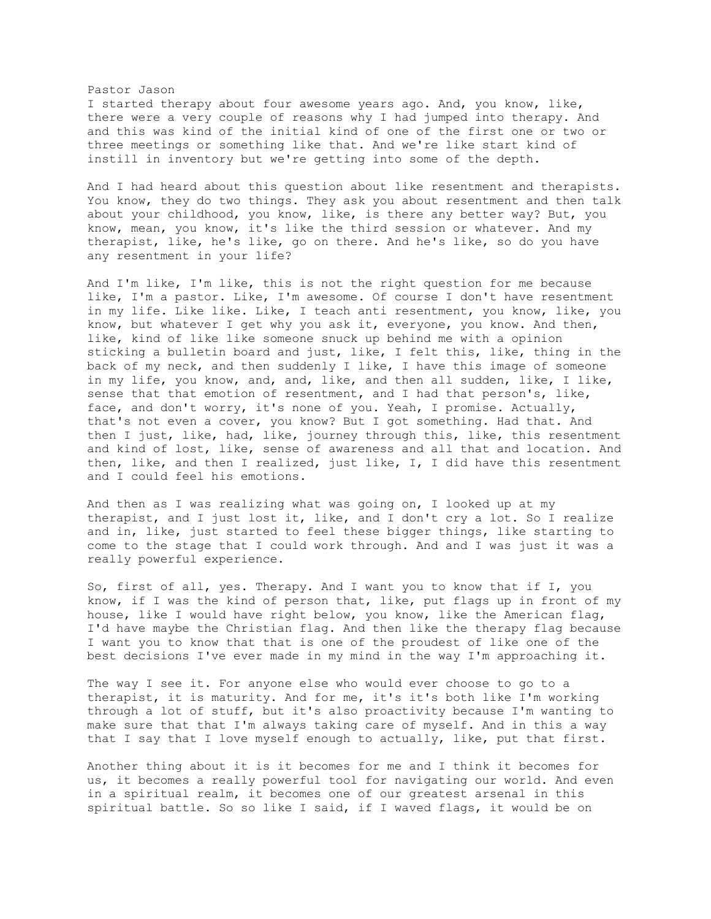Pastor Jason

I started therapy about four awesome years ago. And, you know, like, there were a very couple of reasons why I had jumped into therapy. And and this was kind of the initial kind of one of the first one or two or three meetings or something like that. And we're like start kind of instill in inventory but we're getting into some of the depth.

And I had heard about this question about like resentment and therapists. You know, they do two things. They ask you about resentment and then talk about your childhood, you know, like, is there any better way? But, you know, mean, you know, it's like the third session or whatever. And my therapist, like, he's like, go on there. And he's like, so do you have any resentment in your life?

And I'm like, I'm like, this is not the right question for me because like, I'm a pastor. Like, I'm awesome. Of course I don't have resentment in my life. Like like. Like, I teach anti resentment, you know, like, you know, but whatever I get why you ask it, everyone, you know. And then, like, kind of like like someone snuck up behind me with a opinion sticking a bulletin board and just, like, I felt this, like, thing in the back of my neck, and then suddenly I like, I have this image of someone in my life, you know, and, and, like, and then all sudden, like, I like, sense that that emotion of resentment, and I had that person's, like, face, and don't worry, it's none of you. Yeah, I promise. Actually, that's not even a cover, you know? But I got something. Had that. And then I just, like, had, like, journey through this, like, this resentment and kind of lost, like, sense of awareness and all that and location. And then, like, and then I realized, just like, I, I did have this resentment and I could feel his emotions.

And then as I was realizing what was going on, I looked up at my therapist, and I just lost it, like, and I don't cry a lot. So I realize and in, like, just started to feel these bigger things, like starting to come to the stage that I could work through. And and I was just it was a really powerful experience.

So, first of all, yes. Therapy. And I want you to know that if I, you know, if I was the kind of person that, like, put flags up in front of my house, like I would have right below, you know, like the American flag, I'd have maybe the Christian flag. And then like the therapy flag because I want you to know that that is one of the proudest of like one of the best decisions I've ever made in my mind in the way I'm approaching it.

The way I see it. For anyone else who would ever choose to go to a therapist, it is maturity. And for me, it's it's both like I'm working through a lot of stuff, but it's also proactivity because I'm wanting to make sure that that I'm always taking care of myself. And in this a way that I say that I love myself enough to actually, like, put that first.

Another thing about it is it becomes for me and I think it becomes for us, it becomes a really powerful tool for navigating our world. And even in a spiritual realm, it becomes one of our greatest arsenal in this spiritual battle. So so like I said, if I waved flags, it would be on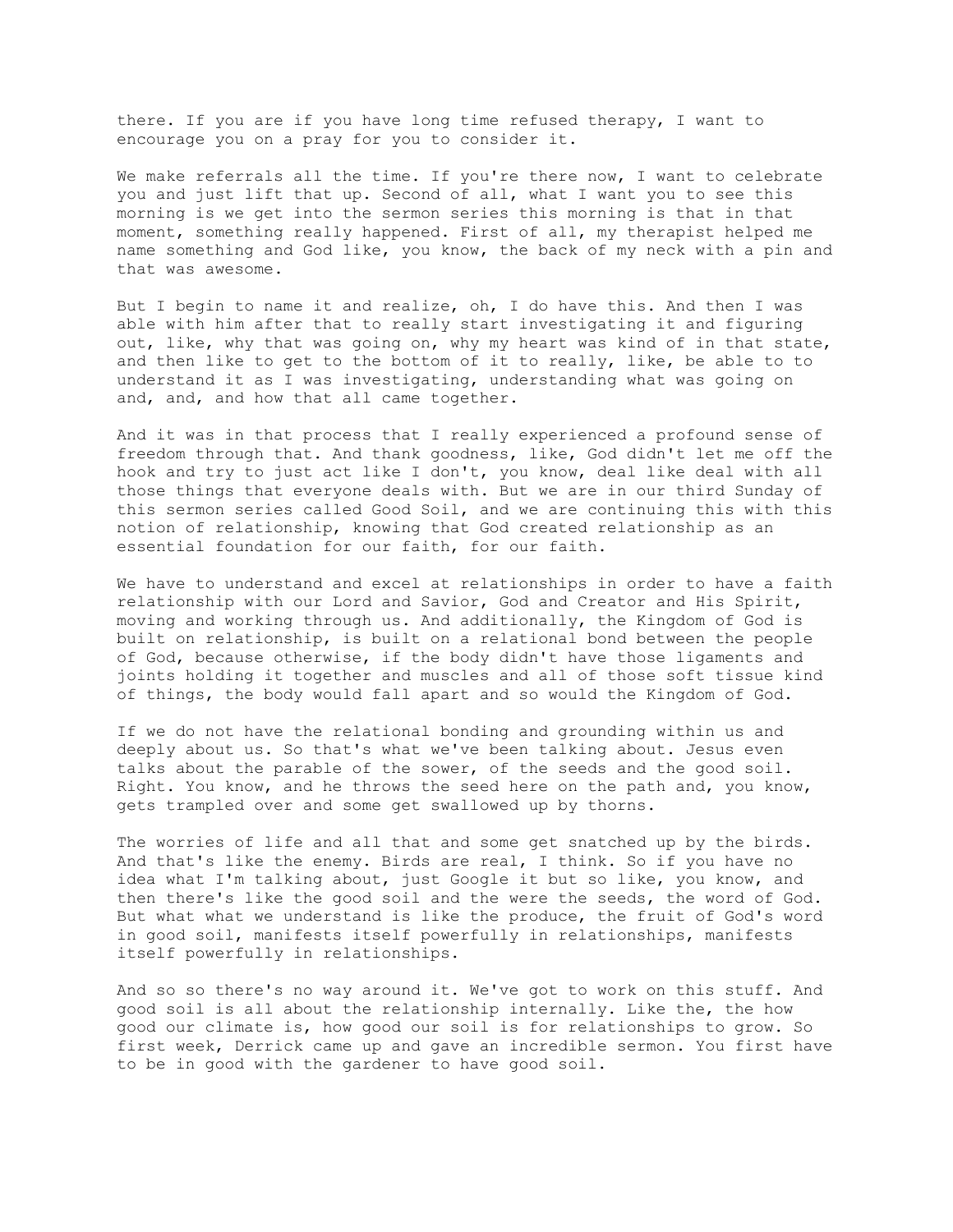there. If you are if you have long time refused therapy, I want to encourage you on a pray for you to consider it.

We make referrals all the time. If you're there now, I want to celebrate you and just lift that up. Second of all, what I want you to see this morning is we get into the sermon series this morning is that in that moment, something really happened. First of all, my therapist helped me name something and God like, you know, the back of my neck with a pin and that was awesome.

But I begin to name it and realize, oh, I do have this. And then I was able with him after that to really start investigating it and figuring out, like, why that was going on, why my heart was kind of in that state, and then like to get to the bottom of it to really, like, be able to to understand it as I was investigating, understanding what was going on and, and, and how that all came together.

And it was in that process that I really experienced a profound sense of freedom through that. And thank goodness, like, God didn't let me off the hook and try to just act like I don't, you know, deal like deal with all those things that everyone deals with. But we are in our third Sunday of this sermon series called Good Soil, and we are continuing this with this notion of relationship, knowing that God created relationship as an essential foundation for our faith, for our faith.

We have to understand and excel at relationships in order to have a faith relationship with our Lord and Savior, God and Creator and His Spirit, moving and working through us. And additionally, the Kingdom of God is built on relationship, is built on a relational bond between the people of God, because otherwise, if the body didn't have those ligaments and joints holding it together and muscles and all of those soft tissue kind of things, the body would fall apart and so would the Kingdom of God.

If we do not have the relational bonding and grounding within us and deeply about us. So that's what we've been talking about. Jesus even talks about the parable of the sower, of the seeds and the good soil. Right. You know, and he throws the seed here on the path and, you know, gets trampled over and some get swallowed up by thorns.

The worries of life and all that and some get snatched up by the birds. And that's like the enemy. Birds are real, I think. So if you have no idea what I'm talking about, just Google it but so like, you know, and then there's like the good soil and the were the seeds, the word of God. But what what we understand is like the produce, the fruit of God's word in good soil, manifests itself powerfully in relationships, manifests itself powerfully in relationships.

And so so there's no way around it. We've got to work on this stuff. And good soil is all about the relationship internally. Like the, the how good our climate is, how good our soil is for relationships to grow. So first week, Derrick came up and gave an incredible sermon. You first have to be in good with the gardener to have good soil.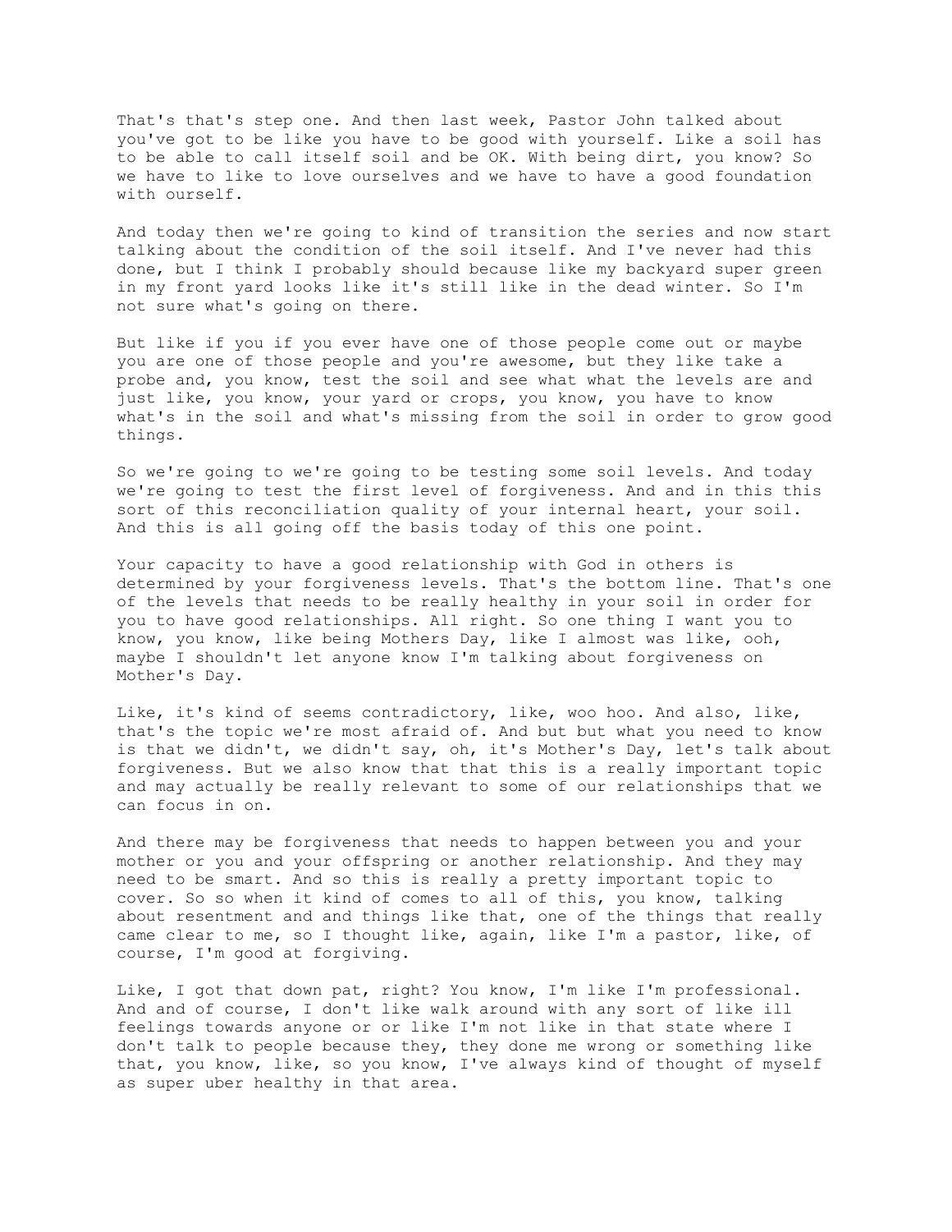That's that's step one. And then last week, Pastor John talked about you've got to be like you have to be good with yourself. Like a soil has to be able to call itself soil and be OK. With being dirt, you know? So we have to like to love ourselves and we have to have a good foundation with ourself.

And today then we're going to kind of transition the series and now start talking about the condition of the soil itself. And I've never had this done, but I think I probably should because like my backyard super green in my front yard looks like it's still like in the dead winter. So I'm not sure what's going on there.

But like if you if you ever have one of those people come out or maybe you are one of those people and you're awesome, but they like take a probe and, you know, test the soil and see what what the levels are and just like, you know, your yard or crops, you know, you have to know what's in the soil and what's missing from the soil in order to grow good things.

So we're going to we're going to be testing some soil levels. And today we're going to test the first level of forgiveness. And and in this this sort of this reconciliation quality of your internal heart, your soil. And this is all going off the basis today of this one point.

Your capacity to have a good relationship with God in others is determined by your forgiveness levels. That's the bottom line. That's one of the levels that needs to be really healthy in your soil in order for you to have good relationships. All right. So one thing I want you to know, you know, like being Mothers Day, like I almost was like, ooh, maybe I shouldn't let anyone know I'm talking about forgiveness on Mother's Day.

Like, it's kind of seems contradictory, like, woo hoo. And also, like, that's the topic we're most afraid of. And but but what you need to know is that we didn't, we didn't say, oh, it's Mother's Day, let's talk about forgiveness. But we also know that that this is a really important topic and may actually be really relevant to some of our relationships that we can focus in on.

And there may be forgiveness that needs to happen between you and your mother or you and your offspring or another relationship. And they may need to be smart. And so this is really a pretty important topic to cover. So so when it kind of comes to all of this, you know, talking about resentment and and things like that, one of the things that really came clear to me, so I thought like, again, like I'm a pastor, like, of course, I'm good at forgiving.

Like, I got that down pat, right? You know, I'm like I'm professional. And and of course, I don't like walk around with any sort of like ill feelings towards anyone or or like I'm not like in that state where I don't talk to people because they, they done me wrong or something like that, you know, like, so you know, I've always kind of thought of myself as super uber healthy in that area.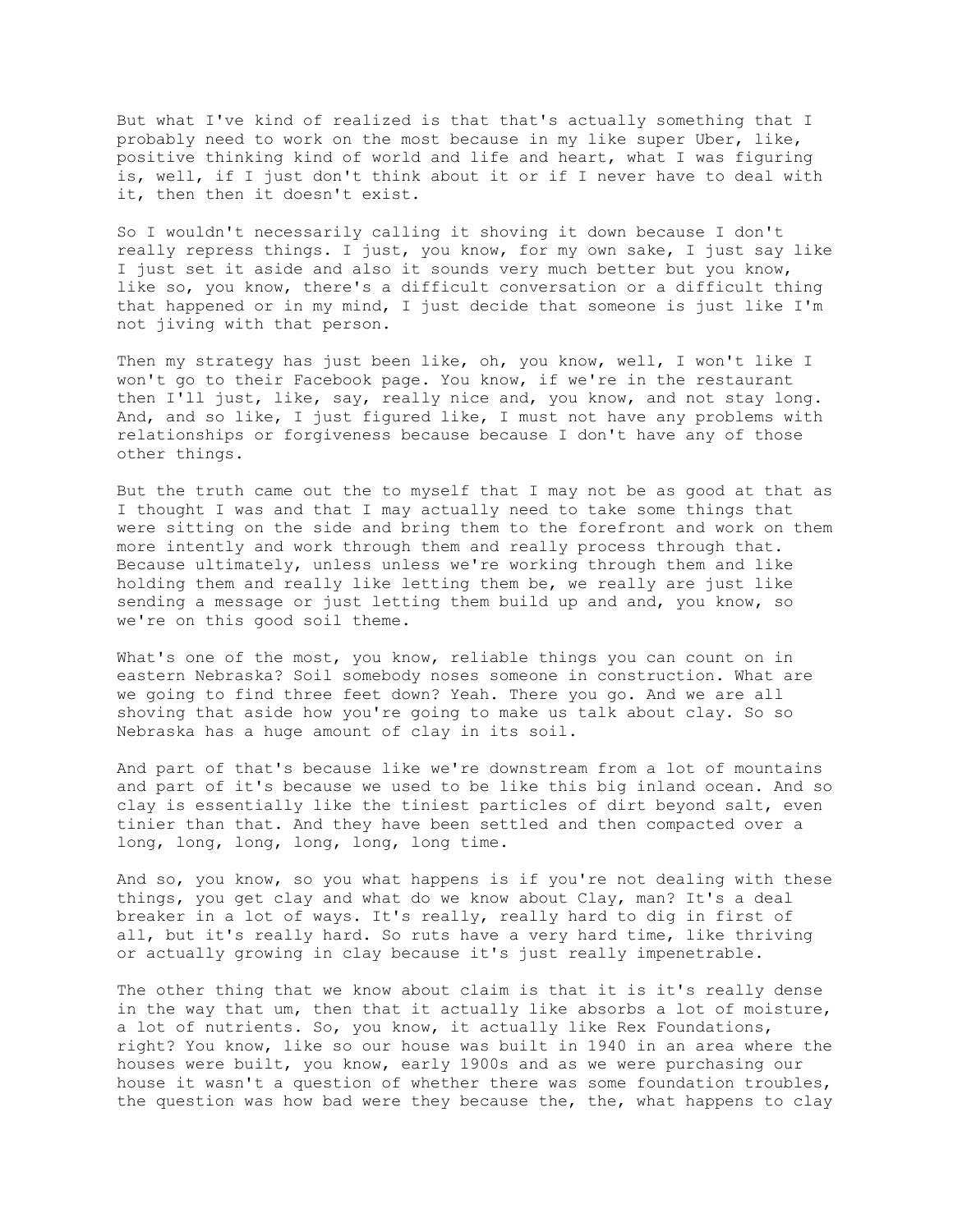But what I've kind of realized is that that's actually something that I probably need to work on the most because in my like super Uber, like, positive thinking kind of world and life and heart, what I was figuring is, well, if I just don't think about it or if I never have to deal with it, then then it doesn't exist.

So I wouldn't necessarily calling it shoving it down because I don't really repress things. I just, you know, for my own sake, I just say like I just set it aside and also it sounds very much better but you know, like so, you know, there's a difficult conversation or a difficult thing that happened or in my mind, I just decide that someone is just like I'm not jiving with that person.

Then my strategy has just been like, oh, you know, well, I won't like I won't go to their Facebook page. You know, if we're in the restaurant then I'll just, like, say, really nice and, you know, and not stay long. And, and so like, I just figured like, I must not have any problems with relationships or forgiveness because because I don't have any of those other things.

But the truth came out the to myself that I may not be as good at that as I thought I was and that I may actually need to take some things that were sitting on the side and bring them to the forefront and work on them more intently and work through them and really process through that. Because ultimately, unless unless we're working through them and like holding them and really like letting them be, we really are just like sending a message or just letting them build up and and, you know, so we're on this good soil theme.

What's one of the most, you know, reliable things you can count on in eastern Nebraska? Soil somebody noses someone in construction. What are we going to find three feet down? Yeah. There you go. And we are all shoving that aside how you're going to make us talk about clay. So so Nebraska has a huge amount of clay in its soil.

And part of that's because like we're downstream from a lot of mountains and part of it's because we used to be like this big inland ocean. And so clay is essentially like the tiniest particles of dirt beyond salt, even tinier than that. And they have been settled and then compacted over a long, long, long, long, long, long time.

And so, you know, so you what happens is if you're not dealing with these things, you get clay and what do we know about Clay, man? It's a deal breaker in a lot of ways. It's really, really hard to dig in first of all, but it's really hard. So ruts have a very hard time, like thriving or actually growing in clay because it's just really impenetrable.

The other thing that we know about claim is that it is it's really dense in the way that um, then that it actually like absorbs a lot of moisture, a lot of nutrients. So, you know, it actually like Rex Foundations, right? You know, like so our house was built in 1940 in an area where the houses were built, you know, early 1900s and as we were purchasing our house it wasn't a question of whether there was some foundation troubles, the question was how bad were they because the, the, what happens to clay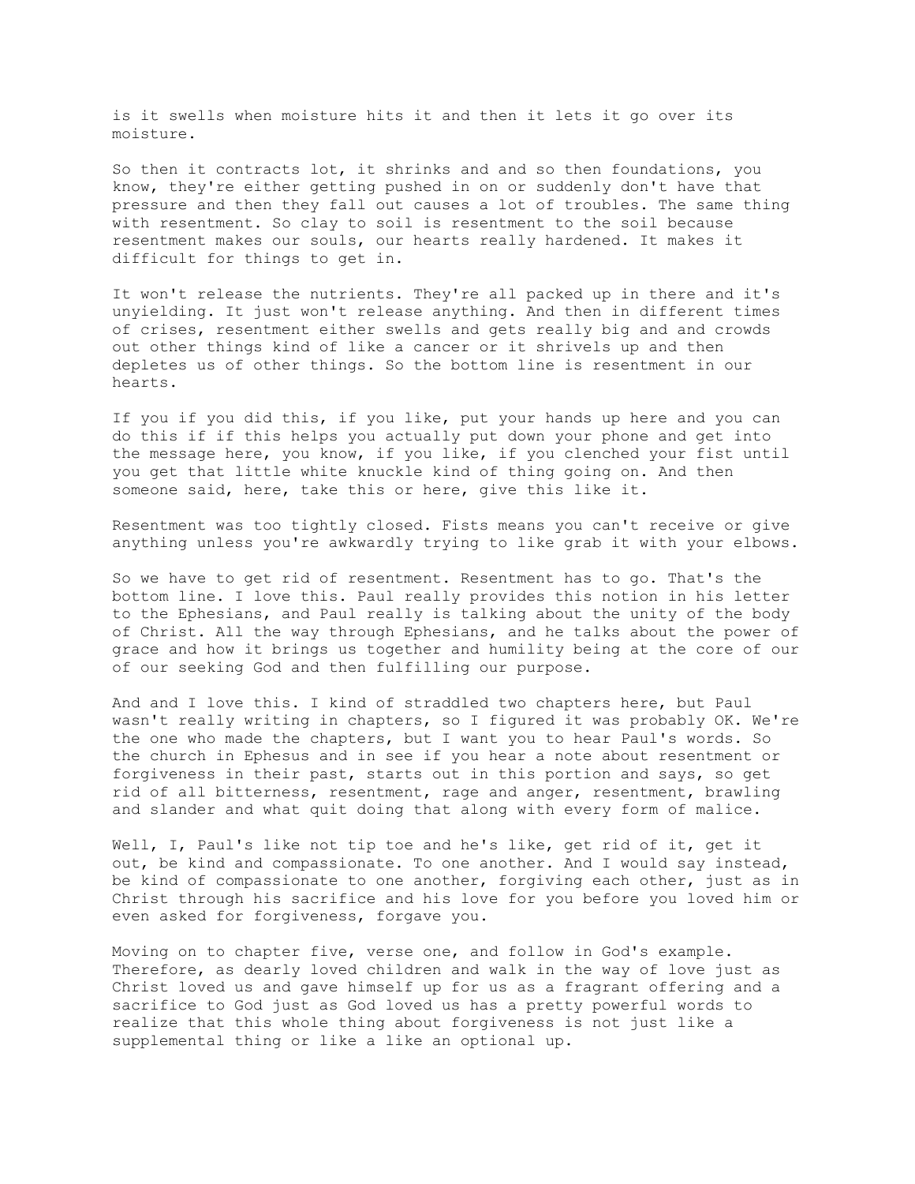is it swells when moisture hits it and then it lets it go over its moisture.

So then it contracts lot, it shrinks and and so then foundations, you know, they're either getting pushed in on or suddenly don't have that pressure and then they fall out causes a lot of troubles. The same thing with resentment. So clay to soil is resentment to the soil because resentment makes our souls, our hearts really hardened. It makes it difficult for things to get in.

It won't release the nutrients. They're all packed up in there and it's unyielding. It just won't release anything. And then in different times of crises, resentment either swells and gets really big and and crowds out other things kind of like a cancer or it shrivels up and then depletes us of other things. So the bottom line is resentment in our hearts.

If you if you did this, if you like, put your hands up here and you can do this if if this helps you actually put down your phone and get into the message here, you know, if you like, if you clenched your fist until you get that little white knuckle kind of thing going on. And then someone said, here, take this or here, give this like it.

Resentment was too tightly closed. Fists means you can't receive or give anything unless you're awkwardly trying to like grab it with your elbows.

So we have to get rid of resentment. Resentment has to go. That's the bottom line. I love this. Paul really provides this notion in his letter to the Ephesians, and Paul really is talking about the unity of the body of Christ. All the way through Ephesians, and he talks about the power of grace and how it brings us together and humility being at the core of our of our seeking God and then fulfilling our purpose.

And and I love this. I kind of straddled two chapters here, but Paul wasn't really writing in chapters, so I figured it was probably OK. We're the one who made the chapters, but I want you to hear Paul's words. So the church in Ephesus and in see if you hear a note about resentment or forgiveness in their past, starts out in this portion and says, so get rid of all bitterness, resentment, rage and anger, resentment, brawling and slander and what quit doing that along with every form of malice.

Well, I, Paul's like not tip toe and he's like, get rid of it, get it out, be kind and compassionate. To one another. And I would say instead, be kind of compassionate to one another, forgiving each other, just as in Christ through his sacrifice and his love for you before you loved him or even asked for forgiveness, forgave you.

Moving on to chapter five, verse one, and follow in God's example. Therefore, as dearly loved children and walk in the way of love just as Christ loved us and gave himself up for us as a fragrant offering and a sacrifice to God just as God loved us has a pretty powerful words to realize that this whole thing about forgiveness is not just like a supplemental thing or like a like an optional up.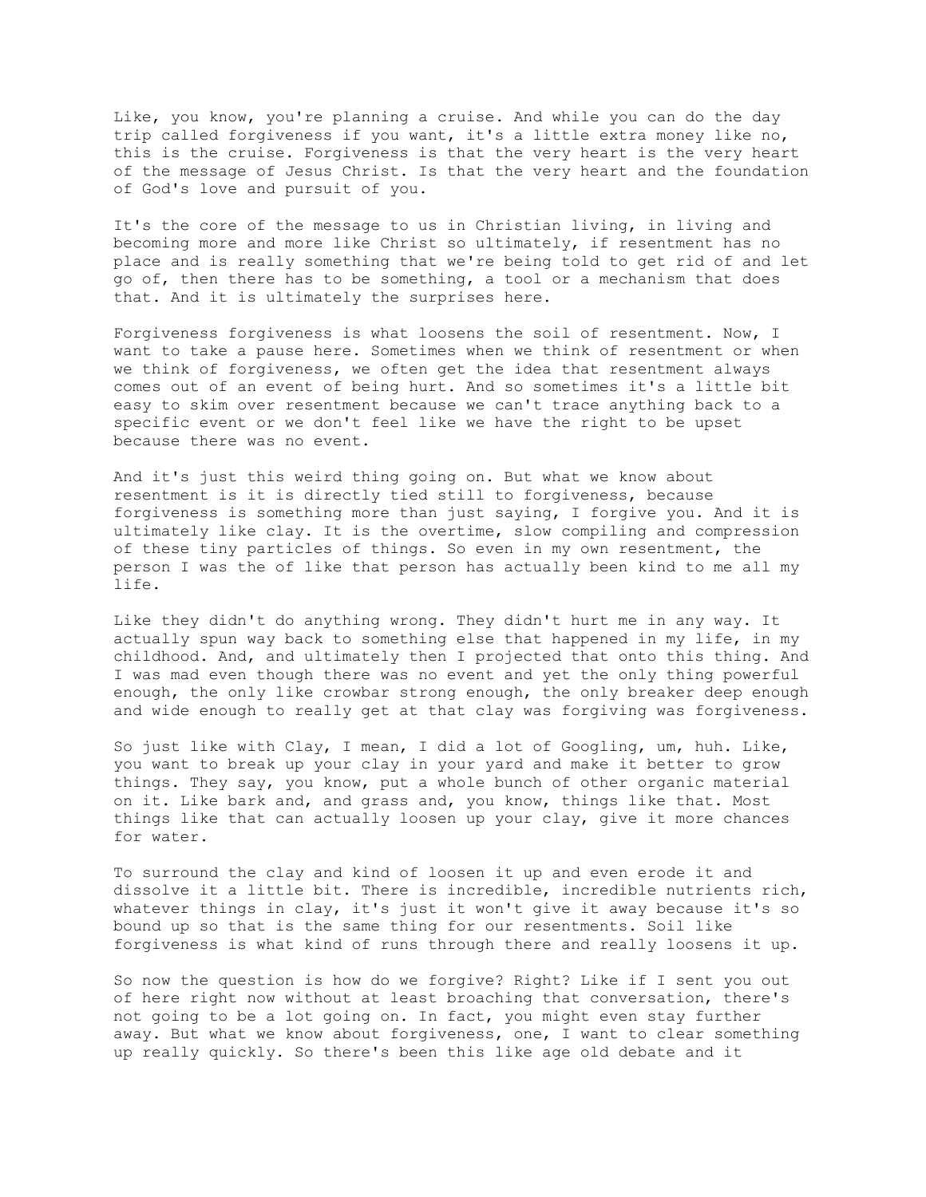Like, you know, you're planning a cruise. And while you can do the day trip called forgiveness if you want, it's a little extra money like no, this is the cruise. Forgiveness is that the very heart is the very heart of the message of Jesus Christ. Is that the very heart and the foundation of God's love and pursuit of you.

It's the core of the message to us in Christian living, in living and becoming more and more like Christ so ultimately, if resentment has no place and is really something that we're being told to get rid of and let go of, then there has to be something, a tool or a mechanism that does that. And it is ultimately the surprises here.

Forgiveness forgiveness is what loosens the soil of resentment. Now, I want to take a pause here. Sometimes when we think of resentment or when we think of forgiveness, we often get the idea that resentment always comes out of an event of being hurt. And so sometimes it's a little bit easy to skim over resentment because we can't trace anything back to a specific event or we don't feel like we have the right to be upset because there was no event.

And it's just this weird thing going on. But what we know about resentment is it is directly tied still to forgiveness, because forgiveness is something more than just saying, I forgive you. And it is ultimately like clay. It is the overtime, slow compiling and compression of these tiny particles of things. So even in my own resentment, the person I was the of like that person has actually been kind to me all my life.

Like they didn't do anything wrong. They didn't hurt me in any way. It actually spun way back to something else that happened in my life, in my childhood. And, and ultimately then I projected that onto this thing. And I was mad even though there was no event and yet the only thing powerful enough, the only like crowbar strong enough, the only breaker deep enough and wide enough to really get at that clay was forgiving was forgiveness.

So just like with Clay, I mean, I did a lot of Googling, um, huh. Like, you want to break up your clay in your yard and make it better to grow things. They say, you know, put a whole bunch of other organic material on it. Like bark and, and grass and, you know, things like that. Most things like that can actually loosen up your clay, give it more chances for water.

To surround the clay and kind of loosen it up and even erode it and dissolve it a little bit. There is incredible, incredible nutrients rich, whatever things in clay, it's just it won't give it away because it's so bound up so that is the same thing for our resentments. Soil like forgiveness is what kind of runs through there and really loosens it up.

So now the question is how do we forgive? Right? Like if I sent you out of here right now without at least broaching that conversation, there's not going to be a lot going on. In fact, you might even stay further away. But what we know about forgiveness, one, I want to clear something up really quickly. So there's been this like age old debate and it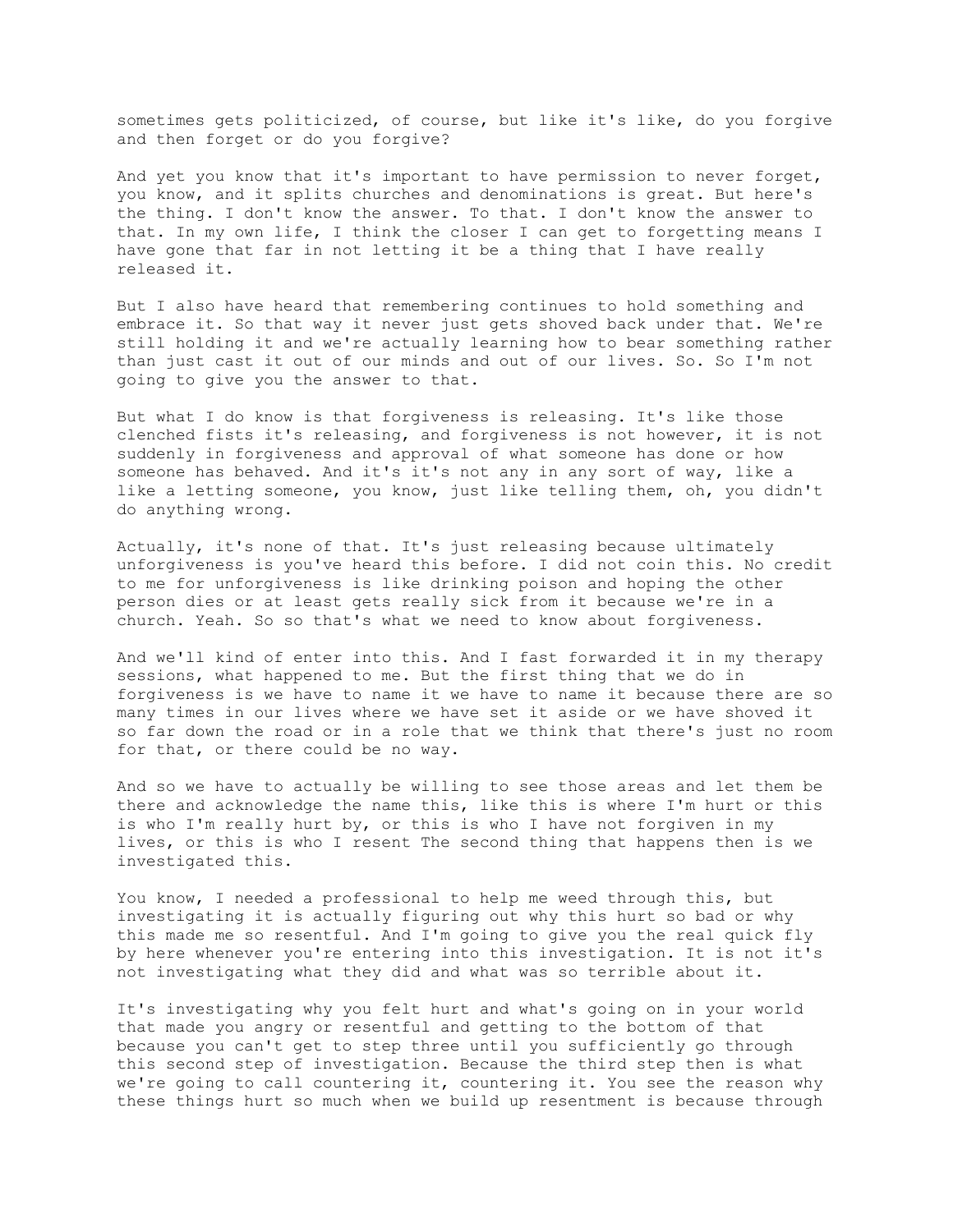sometimes gets politicized, of course, but like it's like, do you forgive and then forget or do you forgive?

And yet you know that it's important to have permission to never forget, you know, and it splits churches and denominations is great. But here's the thing. I don't know the answer. To that. I don't know the answer to that. In my own life, I think the closer I can get to forgetting means I have gone that far in not letting it be a thing that I have really released it.

But I also have heard that remembering continues to hold something and embrace it. So that way it never just gets shoved back under that. We're still holding it and we're actually learning how to bear something rather than just cast it out of our minds and out of our lives. So. So I'm not going to give you the answer to that.

But what I do know is that forgiveness is releasing. It's like those clenched fists it's releasing, and forgiveness is not however, it is not suddenly in forgiveness and approval of what someone has done or how someone has behaved. And it's it's not any in any sort of way, like a like a letting someone, you know, just like telling them, oh, you didn't do anything wrong.

Actually, it's none of that. It's just releasing because ultimately unforgiveness is you've heard this before. I did not coin this. No credit to me for unforgiveness is like drinking poison and hoping the other person dies or at least gets really sick from it because we're in a church. Yeah. So so that's what we need to know about forgiveness.

And we'll kind of enter into this. And I fast forwarded it in my therapy sessions, what happened to me. But the first thing that we do in forgiveness is we have to name it we have to name it because there are so many times in our lives where we have set it aside or we have shoved it so far down the road or in a role that we think that there's just no room for that, or there could be no way.

And so we have to actually be willing to see those areas and let them be there and acknowledge the name this, like this is where I'm hurt or this is who I'm really hurt by, or this is who I have not forgiven in my lives, or this is who I resent The second thing that happens then is we investigated this.

You know, I needed a professional to help me weed through this, but investigating it is actually figuring out why this hurt so bad or why this made me so resentful. And I'm going to give you the real quick fly by here whenever you're entering into this investigation. It is not it's not investigating what they did and what was so terrible about it.

It's investigating why you felt hurt and what's going on in your world that made you angry or resentful and getting to the bottom of that because you can't get to step three until you sufficiently go through this second step of investigation. Because the third step then is what we're going to call countering it, countering it. You see the reason why these things hurt so much when we build up resentment is because through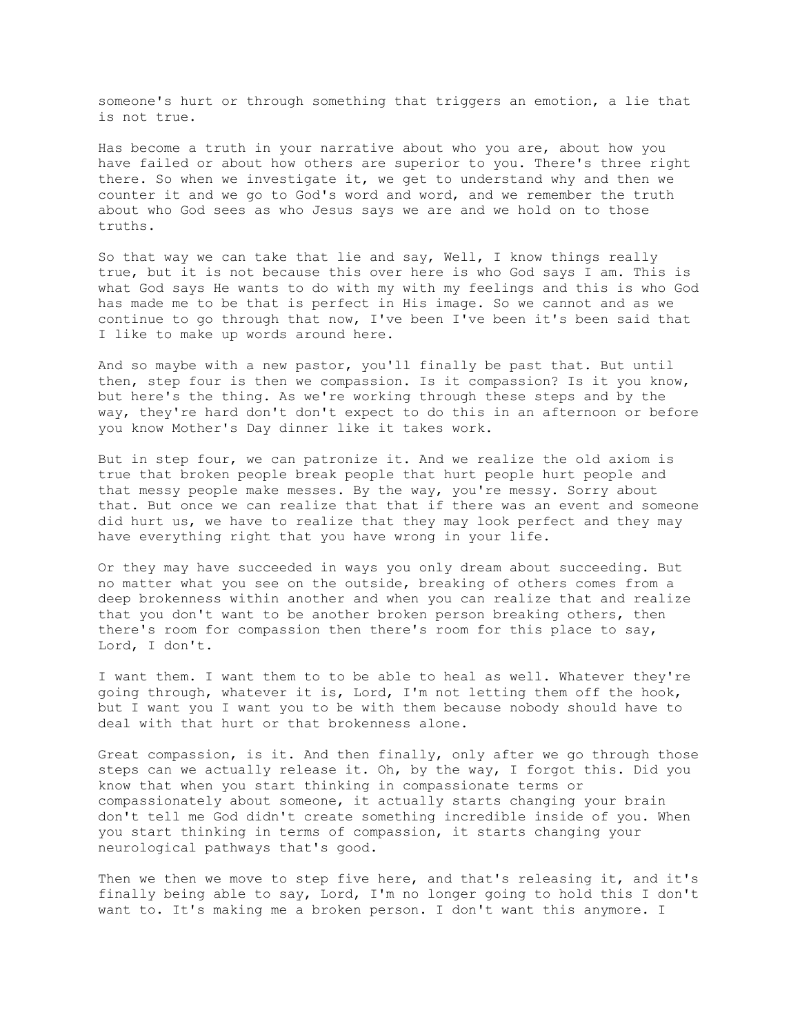someone's hurt or through something that triggers an emotion, a lie that is not true.

Has become a truth in your narrative about who you are, about how you have failed or about how others are superior to you. There's three right there. So when we investigate it, we get to understand why and then we counter it and we go to God's word and word, and we remember the truth about who God sees as who Jesus says we are and we hold on to those truths.

So that way we can take that lie and say, Well, I know things really true, but it is not because this over here is who God says I am. This is what God says He wants to do with my with my feelings and this is who God has made me to be that is perfect in His image. So we cannot and as we continue to go through that now, I've been I've been it's been said that I like to make up words around here.

And so maybe with a new pastor, you'll finally be past that. But until then, step four is then we compassion. Is it compassion? Is it you know, but here's the thing. As we're working through these steps and by the way, they're hard don't don't expect to do this in an afternoon or before you know Mother's Day dinner like it takes work.

But in step four, we can patronize it. And we realize the old axiom is true that broken people break people that hurt people hurt people and that messy people make messes. By the way, you're messy. Sorry about that. But once we can realize that that if there was an event and someone did hurt us, we have to realize that they may look perfect and they may have everything right that you have wrong in your life.

Or they may have succeeded in ways you only dream about succeeding. But no matter what you see on the outside, breaking of others comes from a deep brokenness within another and when you can realize that and realize that you don't want to be another broken person breaking others, then there's room for compassion then there's room for this place to say, Lord, I don't.

I want them. I want them to to be able to heal as well. Whatever they're going through, whatever it is, Lord, I'm not letting them off the hook, but I want you I want you to be with them because nobody should have to deal with that hurt or that brokenness alone.

Great compassion, is it. And then finally, only after we go through those steps can we actually release it. Oh, by the way, I forgot this. Did you know that when you start thinking in compassionate terms or compassionately about someone, it actually starts changing your brain don't tell me God didn't create something incredible inside of you. When you start thinking in terms of compassion, it starts changing your neurological pathways that's good.

Then we then we move to step five here, and that's releasing it, and it's finally being able to say, Lord, I'm no longer going to hold this I don't want to. It's making me a broken person. I don't want this anymore. I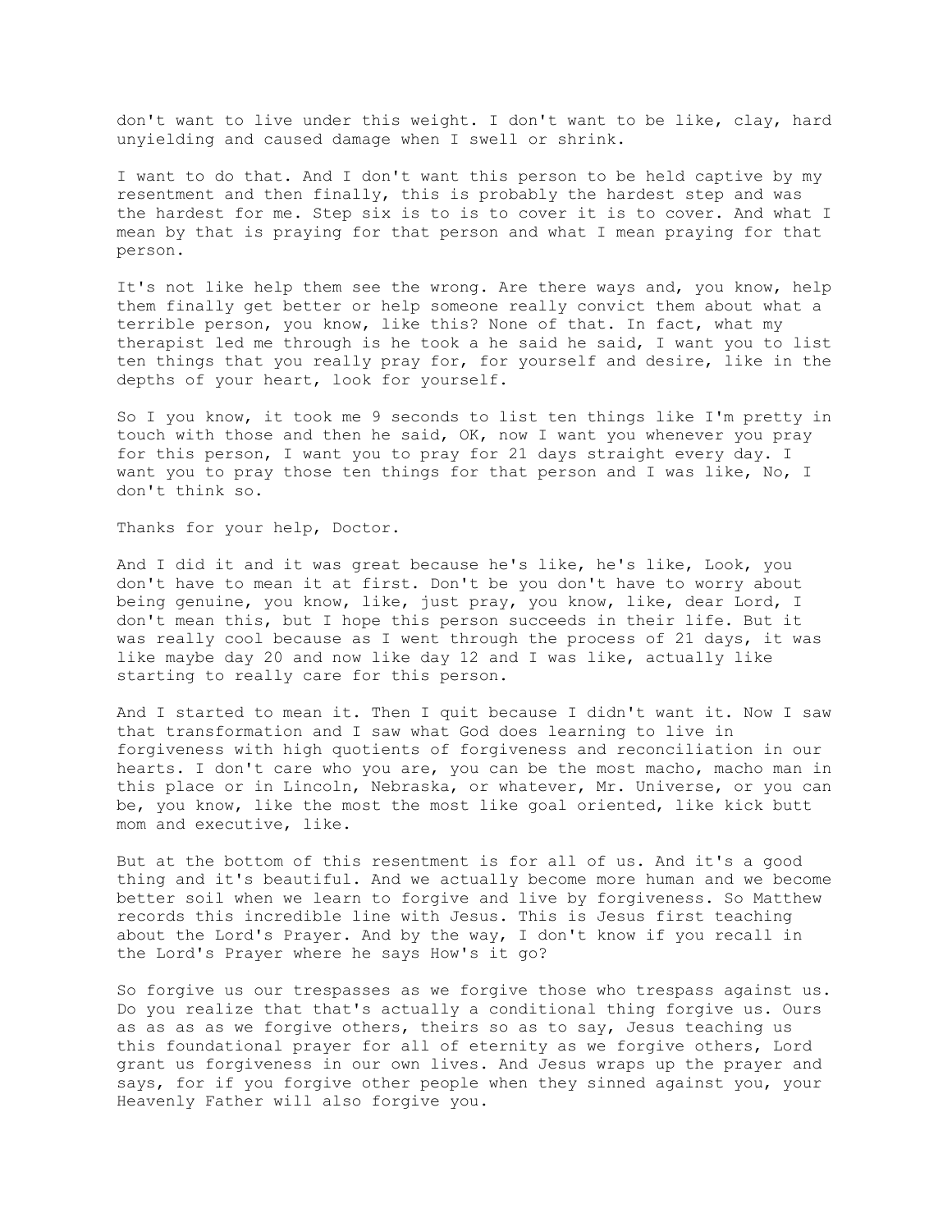don't want to live under this weight. I don't want to be like, clay, hard unyielding and caused damage when I swell or shrink.

I want to do that. And I don't want this person to be held captive by my resentment and then finally, this is probably the hardest step and was the hardest for me. Step six is to is to cover it is to cover. And what I mean by that is praying for that person and what I mean praying for that person.

It's not like help them see the wrong. Are there ways and, you know, help them finally get better or help someone really convict them about what a terrible person, you know, like this? None of that. In fact, what my therapist led me through is he took a he said he said, I want you to list ten things that you really pray for, for yourself and desire, like in the depths of your heart, look for yourself.

So I you know, it took me 9 seconds to list ten things like I'm pretty in touch with those and then he said, OK, now I want you whenever you pray for this person, I want you to pray for 21 days straight every day. I want you to pray those ten things for that person and I was like, No, I don't think so.

Thanks for your help, Doctor.

And I did it and it was great because he's like, he's like, Look, you don't have to mean it at first. Don't be you don't have to worry about being genuine, you know, like, just pray, you know, like, dear Lord, I don't mean this, but I hope this person succeeds in their life. But it was really cool because as I went through the process of 21 days, it was like maybe day 20 and now like day 12 and I was like, actually like starting to really care for this person.

And I started to mean it. Then I quit because I didn't want it. Now I saw that transformation and I saw what God does learning to live in forgiveness with high quotients of forgiveness and reconciliation in our hearts. I don't care who you are, you can be the most macho, macho man in this place or in Lincoln, Nebraska, or whatever, Mr. Universe, or you can be, you know, like the most the most like goal oriented, like kick butt mom and executive, like.

But at the bottom of this resentment is for all of us. And it's a good thing and it's beautiful. And we actually become more human and we become better soil when we learn to forgive and live by forgiveness. So Matthew records this incredible line with Jesus. This is Jesus first teaching about the Lord's Prayer. And by the way, I don't know if you recall in the Lord's Prayer where he says How's it go?

So forgive us our trespasses as we forgive those who trespass against us. Do you realize that that's actually a conditional thing forgive us. Ours as as as as we forgive others, theirs so as to say, Jesus teaching us this foundational prayer for all of eternity as we forgive others, Lord grant us forgiveness in our own lives. And Jesus wraps up the prayer and says, for if you forgive other people when they sinned against you, your Heavenly Father will also forgive you.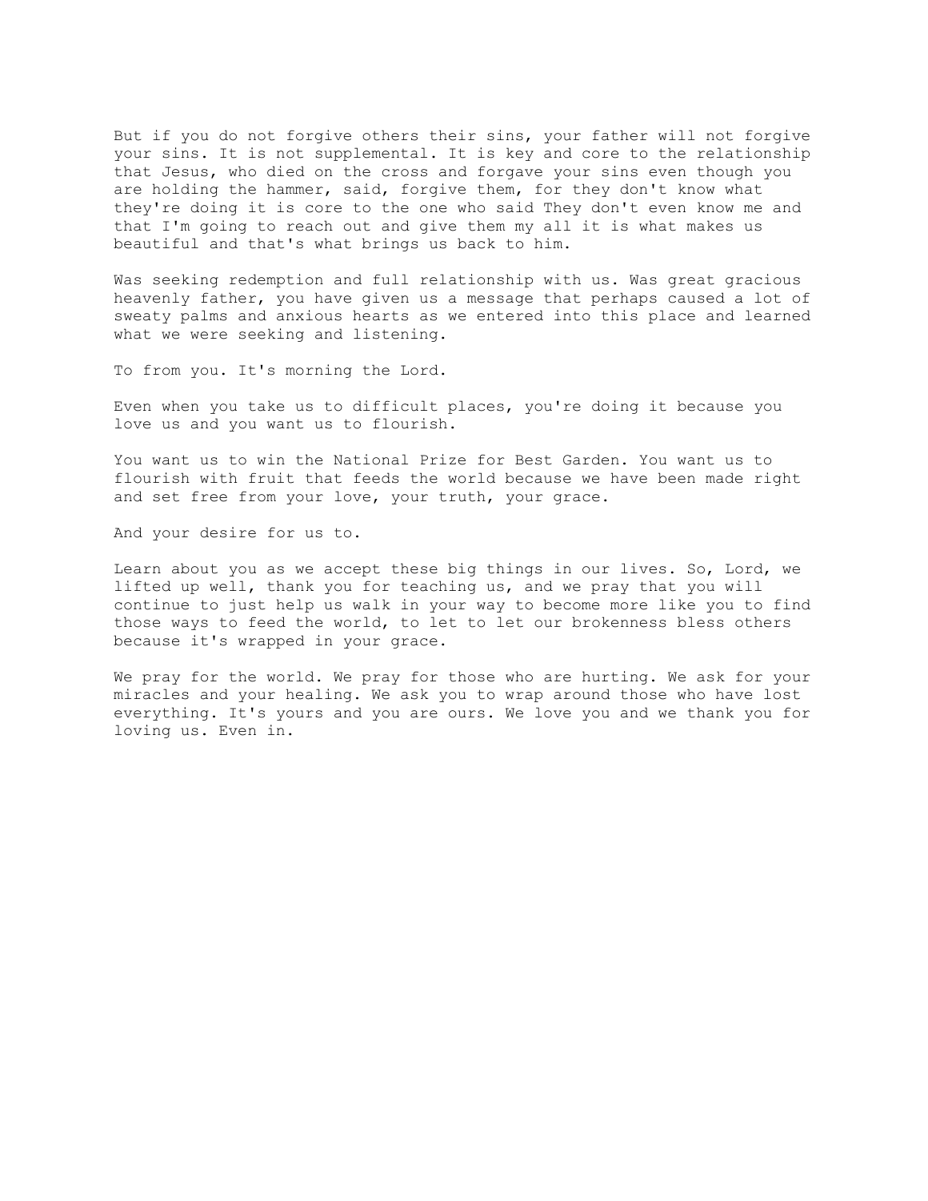But if you do not forgive others their sins, your father will not forgive your sins. It is not supplemental. It is key and core to the relationship that Jesus, who died on the cross and forgave your sins even though you are holding the hammer, said, forgive them, for they don't know what they're doing it is core to the one who said They don't even know me and that I'm going to reach out and give them my all it is what makes us beautiful and that's what brings us back to him.

Was seeking redemption and full relationship with us. Was great gracious heavenly father, you have given us a message that perhaps caused a lot of sweaty palms and anxious hearts as we entered into this place and learned what we were seeking and listening.

To from you. It's morning the Lord.

Even when you take us to difficult places, you're doing it because you love us and you want us to flourish.

You want us to win the National Prize for Best Garden. You want us to flourish with fruit that feeds the world because we have been made right and set free from your love, your truth, your grace.

And your desire for us to.

Learn about you as we accept these big things in our lives. So, Lord, we lifted up well, thank you for teaching us, and we pray that you will continue to just help us walk in your way to become more like you to find those ways to feed the world, to let to let our brokenness bless others because it's wrapped in your grace.

We pray for the world. We pray for those who are hurting. We ask for your miracles and your healing. We ask you to wrap around those who have lost everything. It's yours and you are ours. We love you and we thank you for loving us. Even in.